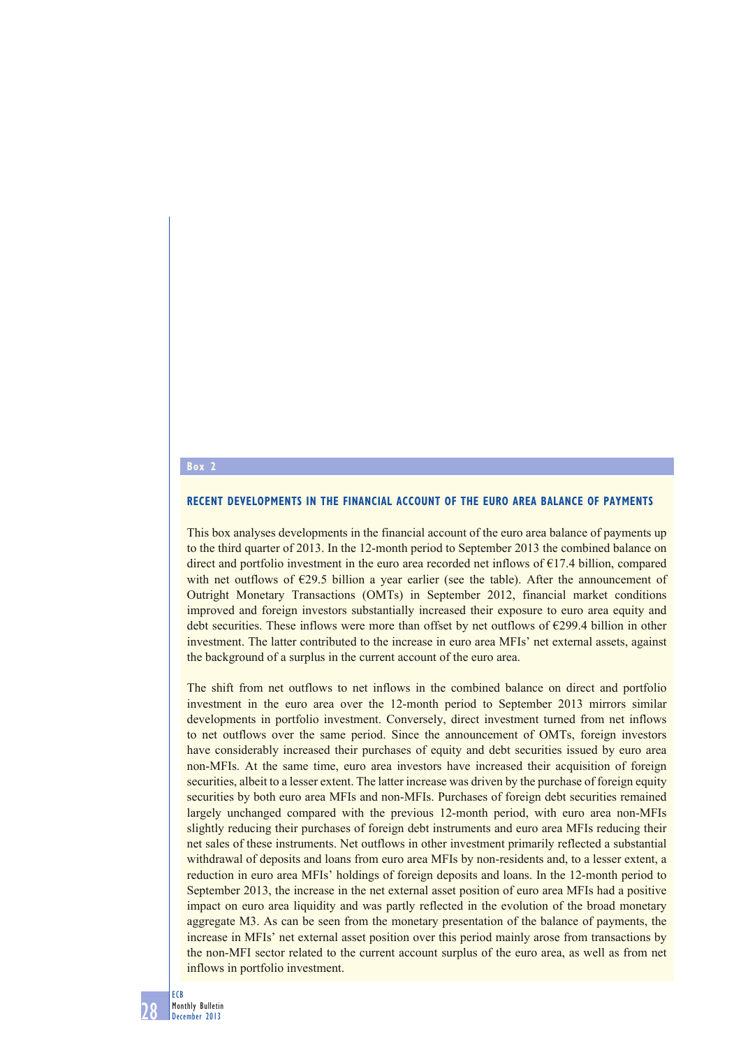**Box 2**

## RECENT DEVELOPMENTS IN THE FINANCIAL ACCOUNT OF THE EURO AREA BALANCE OF PAYMENTS

This box analyses developments in the financial account of the euro area balance of payments up to the third quarter of 2013. In the 12-month period to September 2013 the combined balance on direct and portfolio investment in the euro area recorded net inflows of €17.4 billion, compared with net outflows of €29.5 billion a year earlier (see the table). After the announcement of Outright Monetary Transactions (OMTs) in September 2012, financial market conditions improved and foreign investors substantially increased their exposure to euro area equity and debt securities. These inflows were more than offset by net outflows of €299.4 billion in other investment. The latter contributed to the increase in euro area MFIs' net external assets, against the background of a surplus in the current account of the euro area.

The shift from net outflows to net inflows in the combined balance on direct and portfolio investment in the euro area over the 12-month period to September 2013 mirrors similar developments in portfolio investment. Conversely, direct investment turned from net inflows to net outflows over the same period. Since the announcement of OMTs, foreign investors have considerably increased their purchases of equity and debt securities issued by euro area non-MFIs. At the same time, euro area investors have increased their acquisition of foreign securities, albeit to a lesser extent. The latter increase was driven by the purchase of foreign equity securities by both euro area MFIs and non-MFIs. Purchases of foreign debt securities remained largely unchanged compared with the previous 12-month period, with euro area non-MFIs slightly reducing their purchases of foreign debt instruments and euro area MFIs reducing their net sales of these instruments. Net outflows in other investment primarily reflected a substantial withdrawal of deposits and loans from euro area MFIs by non-residents and, to a lesser extent, a reduction in euro area MFIs' holdings of foreign deposits and loans. In the 12-month period to September 2013, the increase in the net external asset position of euro area MFIs had a positive impact on euro area liquidity and was partly reflected in the evolution of the broad monetary aggregate M3. As can be seen from the monetary presentation of the balance of payments, the increase in MFIs' net external asset position over this period mainly arose from transactions by the non-MFI sector related to the current account surplus of the euro area, as well as from net inflows in portfolio investment.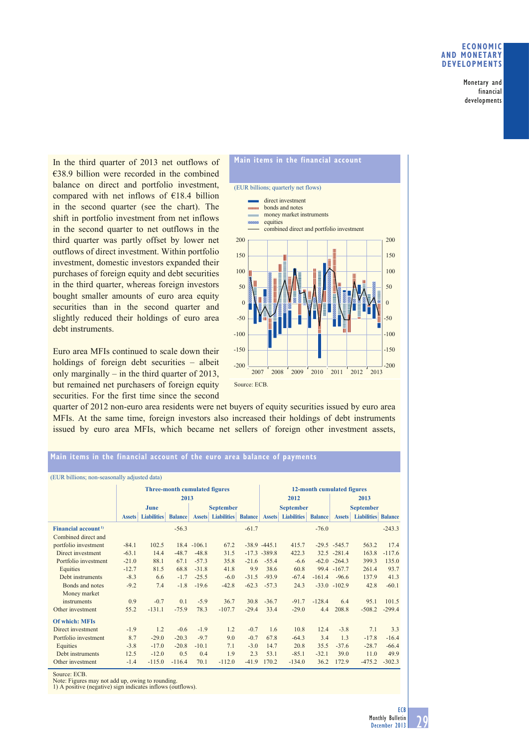In the third quarter of 2013 net outflows of €38.9 billion were recorded in the combined balance on direct and portfolio investment, compared with net inflows of €18.4 billion in the second quarter (see the chart). The shift in portfolio investment from net inflows in the second quarter to net outflows in the third quarter was partly offset by lower net outflows of direct investment. Within portfolio investment, domestic investors expanded their purchases of foreign equity and debt securities in the third quarter, whereas foreign investors bought smaller amounts of euro area equity securities than in the second quarter and slightly reduced their holdings of euro area debt instruments.

Euro area MFIs continued to scale down their holdings of foreign debt securities – albeit only marginally – in the third quarter of 2013, but remained net purchasers of foreign equity securities. For the first time since the second quarter of 2012 non-euro area residents were net buyers of equity securities issued by euro area MFIs. At the same time, foreign investors also increased their holdings of debt instruments issued by euro area MFIs, which became net sellers of foreign other investment assets,

**Main items in the financial account**

(EUR billions; quarterly net flows)

- direct investment
- bonds and notes
- money market instruments
- equities
- combined direct and portfolio investment

Source: ECB.

**Main items in the financial account of the euro area balance of payments**

(EUR billions; non-seasonally adjusted data)

| | Three-month cumulated figures | | | | | | 12-month cumulated figures | | | | | |
|---|---|---|---|---|---|---|---|---|---|---|---|---|
| | 2013 | | | | | | 2012 | | | 2013 | | |
| | June | | | September | | | September | | | September | | |
| | Assets | Liabilities | Balance | Assets | Liabilities | Balance | Assets | Liabilities | Balance | Assets | Liabilities | Balance |
| **Financial account** [1] | | | -56.3 | | | -61.7 | | | -76.0 | | | -243.3 |
| Combined direct and portfolio investment | -84.1 | 102.5 | 18.4 | -106.1 | 67.2 | -38.9 | -445.1 | 415.7 | -29.5 | -545.7 | 563.2 | 17.4 |
| Direct investment | -63.1 | 14.4 | -48.7 | -48.8 | 31.5 | -17.3 | -389.8 | 422.3 | 32.5 | -281.4 | 163.8 | -117.6 |
| Portfolio investment | -21.0 | 88.1 | 67.1 | -57.3 | 35.8 | -21.6 | -55.4 | -6.6 | -62.0 | -264.3 | 399.3 | 135.0 |
| Equities | -12.7 | 81.5 | 68.8 | -31.8 | 41.8 | 9.9 | 38.6 | 60.8 | 99.4 | -167.7 | 261.4 | 93.7 |
| Debt instruments | -8.3 | 6.6 | -1.7 | -25.5 | -6.0 | -31.5 | -93.9 | -67.4 | -161.4 | -96.6 | 137.9 | 41.3 |
| Bonds and notes | -9.2 | 7.4 | -1.8 | -19.6 | -42.8 | -62.3 | -57.3 | 24.3 | -33.0 | -102.9 | 42.8 | -60.1 |
| Money market instruments | 0.9 | -0.7 | 0.1 | -5.9 | 36.7 | 30.8 | -36.7 | -91.7 | -128.4 | 6.4 | 95.1 | 101.5 |
| Other investment | 55.2 | -131.1 | -75.9 | 78.3 | -107.7 | -29.4 | 33.4 | -29.0 | 4.4 | 208.8 | -508.2 | -299.4 |
| **Of which: MFIs** | | | | | | | | | | | | |
| Direct investment | -1.9 | 1.2 | -0.6 | -1.9 | 1.2 | -0.7 | 1.6 | 10.8 | 12.4 | -3.8 | 7.1 | 3.3 |
| Portfolio investment | 8.7 | -29.0 | -20.3 | -9.7 | 9.0 | -0.7 | 67.8 | -64.3 | 3.4 | 1.3 | -17.8 | -16.4 |
| Equities | -3.8 | -17.0 | -20.8 | -10.1 | 7.1 | -3.0 | 14.7 | 20.8 | 35.5 | -37.6 | -28.7 | -66.4 |
| Debt instruments | 12.5 | -12.0 | 0.5 | 0.4 | 1.9 | 2.3 | 53.1 | -85.1 | -32.1 | 39.0 | 11.0 | 49.9 |
| Other investment | -1.4 | -115.0 | -116.4 | 70.1 | -112.0 | -41.9 | 170.2 | -134.0 | 36.2 | 172.9 | -475.2 | -302.3 |

Source: ECB.
Note: Figures may not add up, owing to rounding.
1) A positive (negative) sign indicates inflows (outflows).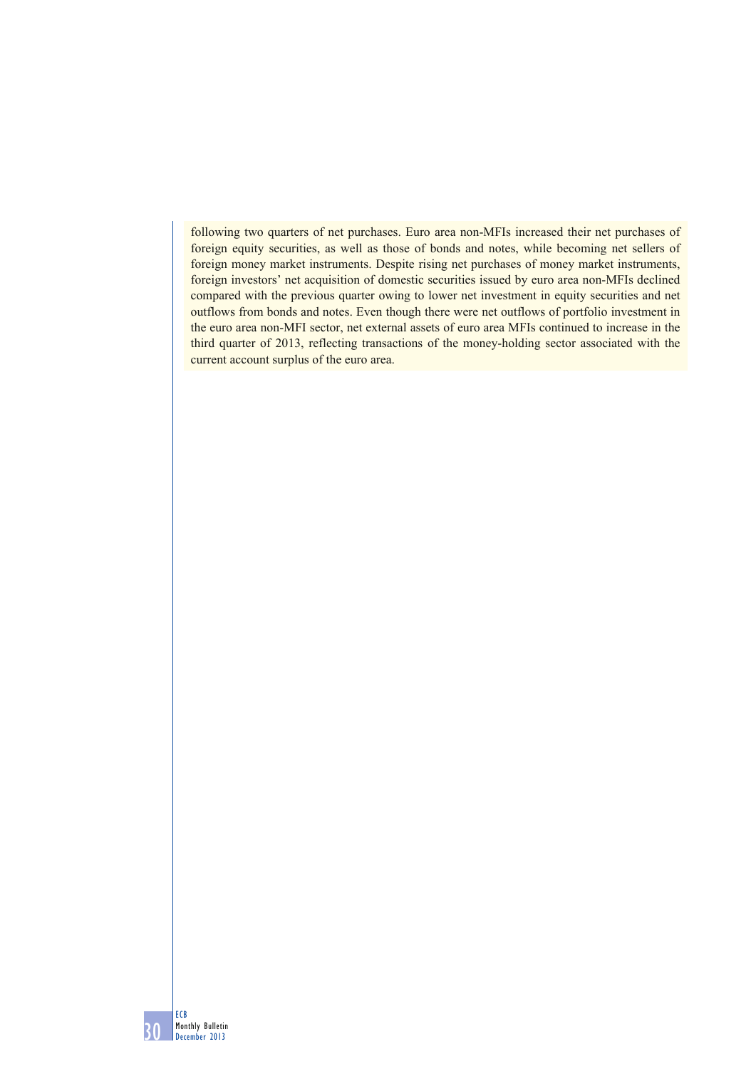following two quarters of net purchases. Euro area non-MFIs increased their net purchases of foreign equity securities, as well as those of bonds and notes, while becoming net sellers of foreign money market instruments. Despite rising net purchases of money market instruments, foreign investors' net acquisition of domestic securities issued by euro area non-MFIs declined compared with the previous quarter owing to lower net investment in equity securities and net outflows from bonds and notes. Even though there were net outflows of portfolio investment in the euro area non-MFI sector, net external assets of euro area MFIs continued to increase in the third quarter of 2013, reflecting transactions of the money-holding sector associated with the current account surplus of the euro area.